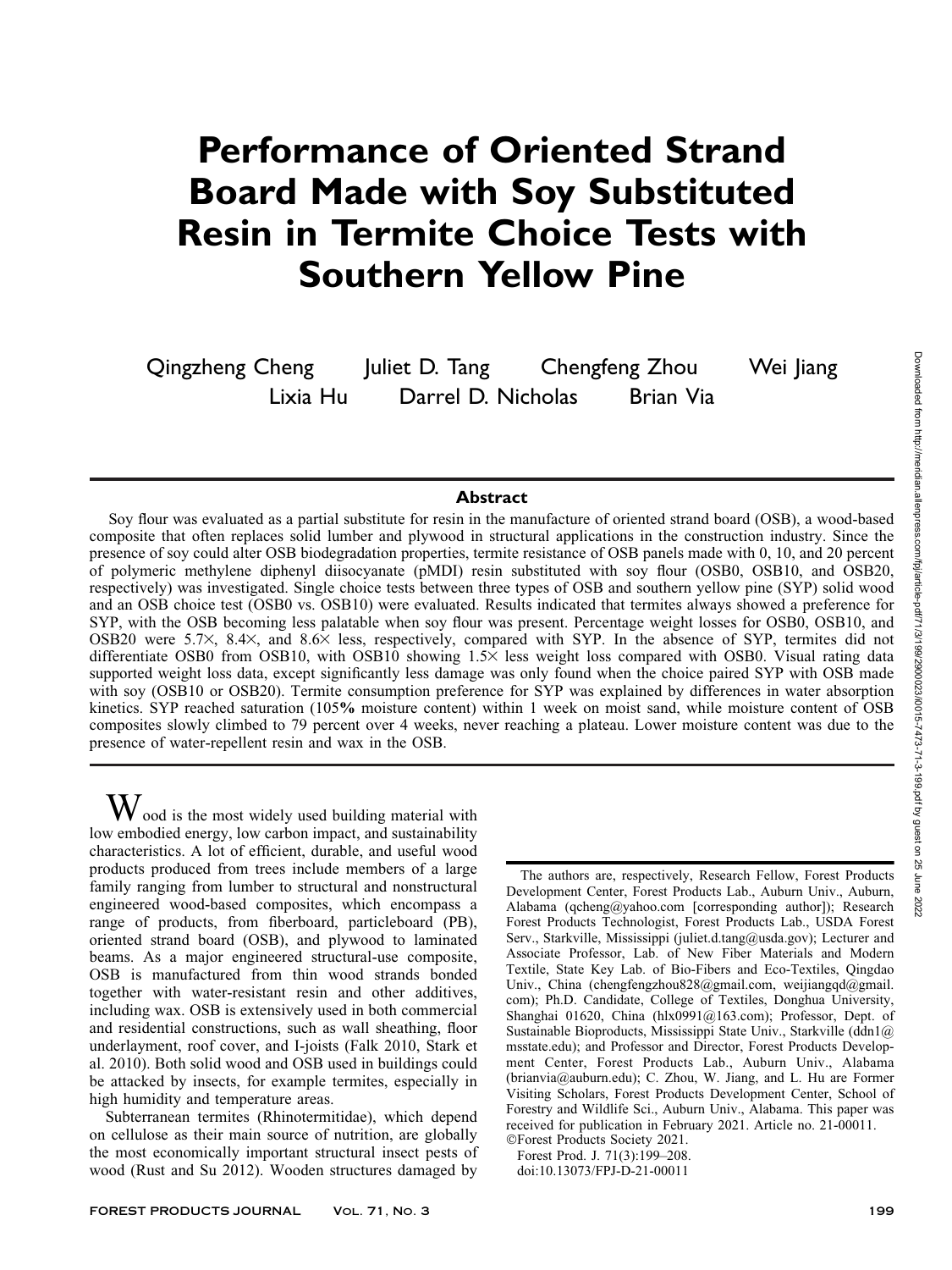# Performance of Oriented Strand Board Made with Soy Substituted Resin in Termite Choice Tests with Southern Yellow Pine

Qingzheng Cheng Juliet D. Tang Chengfeng Zhou Wei Jiang
Lixia Hu Darrel D. Nicholas Brian Via

## Abstract

Soy flour was evaluated as a partial substitute for resin in the manufacture of oriented strand board (OSB), a wood-based composite that often replaces solid lumber and plywood in structural applications in the construction industry. Since the presence of soy could alter OSB biodegradation properties, termite resistance of OSB panels made with 0, 10, and 20 percent of polymeric methylene diphenyl diisocyanate (pMDI) resin substituted with soy flour (OSB0, OSB10, and OSB20, respectively) was investigated. Single choice tests between three types of OSB and southern yellow pine (SYP) solid wood and an OSB choice test (OSB0 vs. OSB10) were evaluated. Results indicated that termites always showed a preference for SYP, with the OSB becoming less palatable when soy flour was present. Percentage weight losses for OSB0, OSB10, and OSB20 were 5.7×, 8.4×, and 8.6× less, respectively, compared with SYP. In the absence of SYP, termites did not differentiate OSB0 from OSB10, with OSB10 showing 1.5× less weight loss compared with OSB0. Visual rating data supported weight loss data, except significantly less damage was only found when the choice paired SYP with OSB made with soy (OSB10 or OSB20). Termite consumption preference for SYP was explained by differences in water absorption kinetics. SYP reached saturation (105**%** moisture content) within 1 week on moist sand, while moisture content of OSB composites slowly climbed to 79 percent over 4 weeks, never reaching a plateau. Lower moisture content was due to the presence of water-repellent resin and wax in the OSB.

Wood is the most widely used building material with low embodied energy, low carbon impact, and sustainability characteristics. A lot of efficient, durable, and useful wood products produced from trees include members of a large family ranging from lumber to structural and nonstructural engineered wood-based composites, which encompass a range of products, from fiberboard, particleboard (PB), oriented strand board (OSB), and plywood to laminated beams. As a major engineered structural-use composite, OSB is manufactured from thin wood strands bonded together with water-resistant resin and other additives, including wax. OSB is extensively used in both commercial and residential constructions, such as wall sheathing, floor underlayment, roof cover, and I-joists (Falk 2010, Stark et al. 2010). Both solid wood and OSB used in buildings could be attacked by insects, for example termites, especially in high humidity and temperature areas.

Subterranean termites (Rhinotermitidae), which depend on cellulose as their main source of nutrition, are globally the most economically important structural insect pests of wood (Rust and Su 2012). Wooden structures damaged by

The authors are, respectively, Research Fellow, Forest Products Development Center, Forest Products Lab., Auburn Univ., Auburn, Alabama (qcheng@yahoo.com [corresponding author]); Research Forest Products Technologist, Forest Products Lab., USDA Forest Serv., Starkville, Mississippi (juliet.d.tang@usda.gov); Lecturer and Associate Professor, Lab. of New Fiber Materials and Modern Textile, State Key Lab. of Bio-Fibers and Eco-Textiles, Qingdao Univ., China (chengfengzhou828@gmail.com, weijiangqd@gmail.com); Ph.D. Candidate, College of Textiles, Donghua University, Shanghai 01620, China (hlx0991@163.com); Professor, Dept. of Sustainable Bioproducts, Mississippi State Univ., Starkville (ddn1@msstate.edu); and Professor and Director, Forest Products Development Center, Forest Products Lab., Auburn Univ., Alabama (brianvia@auburn.edu); C. Zhou, W. Jiang, and L. Hu are Former Visiting Scholars, Forest Products Development Center, School of Forestry and Wildlife Sci., Auburn Univ., Alabama. This paper was received for publication in February 2021. Article no. 21-00011.
©Forest Products Society 2021.
Forest Prod. J. 71(3):199–208.
doi:10.13073/FPJ-D-21-00011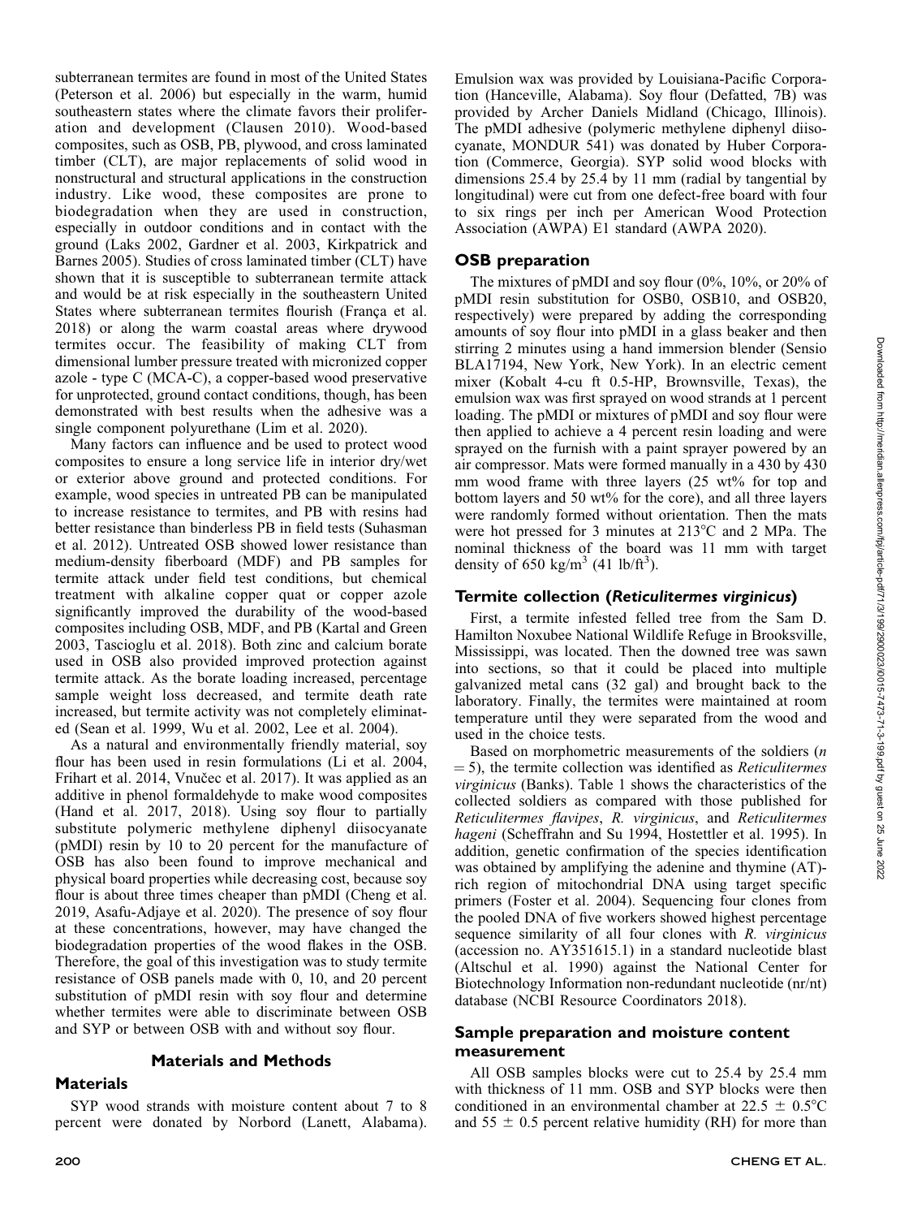subterranean termites are found in most of the United States (Peterson et al. 2006) but especially in the warm, humid southeastern states where the climate favors their proliferation and development (Clausen 2010). Wood-based composites, such as OSB, PB, plywood, and cross laminated timber (CLT), are major replacements of solid wood in nonstructural and structural applications in the construction industry. Like wood, these composites are prone to biodegradation when they are used in construction, especially in outdoor conditions and in contact with the ground (Laks 2002, Gardner et al. 2003, Kirkpatrick and Barnes 2005). Studies of cross laminated timber (CLT) have shown that it is susceptible to subterranean termite attack and would be at risk especially in the southeastern United States where subterranean termites flourish (França et al. 2018) or along the warm coastal areas where drywood termites occur. The feasibility of making CLT from dimensional lumber pressure treated with micronized copper azole - type C (MCA-C), a copper-based wood preservative for unprotected, ground contact conditions, though, has been demonstrated with best results when the adhesive was a single component polyurethane (Lim et al. 2020).

Many factors can influence and be used to protect wood composites to ensure a long service life in interior dry/wet or exterior above ground and protected conditions. For example, wood species in untreated PB can be manipulated to increase resistance to termites, and PB with resins had better resistance than binderless PB in field tests (Suhasman et al. 2012). Untreated OSB showed lower resistance than medium-density fiberboard (MDF) and PB samples for termite attack under field test conditions, but chemical treatment with alkaline copper quat or copper azole significantly improved the durability of the wood-based composites including OSB, MDF, and PB (Kartal and Green 2003, Tascioglu et al. 2018). Both zinc and calcium borate used in OSB also provided improved protection against termite attack. As the borate loading increased, percentage sample weight loss decreased, and termite death rate increased, but termite activity was not completely eliminated (Sean et al. 1999, Wu et al. 2002, Lee et al. 2004).

As a natural and environmentally friendly material, soy flour has been used in resin formulations (Li et al. 2004, Frihart et al. 2014, Vnučec et al. 2017). It was applied as an additive in phenol formaldehyde to make wood composites (Hand et al. 2017, 2018). Using soy flour to partially substitute polymeric methylene diphenyl diisocyanate (pMDI) resin by 10 to 20 percent for the manufacture of OSB has also been found to improve mechanical and physical board properties while decreasing cost, because soy flour is about three times cheaper than pMDI (Cheng et al. 2019, Asafu-Adjaye et al. 2020). The presence of soy flour at these concentrations, however, may have changed the biodegradation properties of the wood flakes in the OSB. Therefore, the goal of this investigation was to study termite resistance of OSB panels made with 0, 10, and 20 percent substitution of pMDI resin with soy flour and determine whether termites were able to discriminate between OSB and SYP or between OSB with and without soy flour.

## Materials and Methods

### Materials

SYP wood strands with moisture content about 7 to 8 percent were donated by Norbord (Lanett, Alabama). Emulsion wax was provided by Louisiana-Pacific Corporation (Hanceville, Alabama). Soy flour (Defatted, 7B) was provided by Archer Daniels Midland (Chicago, Illinois). The pMDI adhesive (polymeric methylene diphenyl diisocyanate, MONDUR 541) was donated by Huber Corporation (Commerce, Georgia). SYP solid wood blocks with dimensions 25.4 by 25.4 by 11 mm (radial by tangential by longitudinal) were cut from one defect-free board with four to six rings per inch per American Wood Protection Association (AWPA) E1 standard (AWPA 2020).

### OSB preparation

The mixtures of pMDI and soy flour (0%, 10%, or 20% of pMDI resin substitution for OSB0, OSB10, and OSB20, respectively) were prepared by adding the corresponding amounts of soy flour into pMDI in a glass beaker and then stirring 2 minutes using a hand immersion blender (Sensio BLA17194, New York, New York). In an electric cement mixer (Kobalt 4-cu ft 0.5-HP, Brownsville, Texas), the emulsion wax was first sprayed on wood strands at 1 percent loading. The pMDI or mixtures of pMDI and soy flour were then applied to achieve a 4 percent resin loading and were sprayed on the furnish with a paint sprayer powered by an air compressor. Mats were formed manually in a 430 by 430 mm wood frame with three layers (25 wt% for top and bottom layers and 50 wt% for the core), and all three layers were randomly formed without orientation. Then the mats were hot pressed for 3 minutes at 213°C and 2 MPa. The nominal thickness of the board was 11 mm with target density of 650 kg/m$^3$ (41 lb/ft$^3$).

### Termite collection (*Reticulitermes virginicus*)

First, a termite infested felled tree from the Sam D. Hamilton Noxubee National Wildlife Refuge in Brooksville, Mississippi, was located. Then the downed tree was sawn into sections, so that it could be placed into multiple galvanized metal cans (32 gal) and brought back to the laboratory. Finally, the termites were maintained at room temperature until they were separated from the wood and used in the choice tests.

Based on morphometric measurements of the soldiers ($n = 5$), the termite collection was identified as *Reticulitermes virginicus* (Banks). Table 1 shows the characteristics of the collected soldiers as compared with those published for *Reticulitermes flavipes*, *R. virginicus*, and *Reticulitermes hageni* (Scheffrahn and Su 1994, Hostettler et al. 1995). In addition, genetic confirmation of the species identification was obtained by amplifying the adenine and thymine (AT)-rich region of mitochondrial DNA using target specific primers (Foster et al. 2004). Sequencing four clones from the pooled DNA of five workers showed highest percentage sequence similarity of all four clones with *R. virginicus* (accession no. AY351615.1) in a standard nucleotide blast (Altschul et al. 1990) against the National Center for Biotechnology Information non-redundant nucleotide (nr/nt) database (NCBI Resource Coordinators 2018).

### Sample preparation and moisture content measurement

All OSB samples blocks were cut to 25.4 by 25.4 mm with thickness of 11 mm. OSB and SYP blocks were then conditioned in an environmental chamber at 22.5 ± 0.5°C and 55 ± 0.5 percent relative humidity (RH) for more than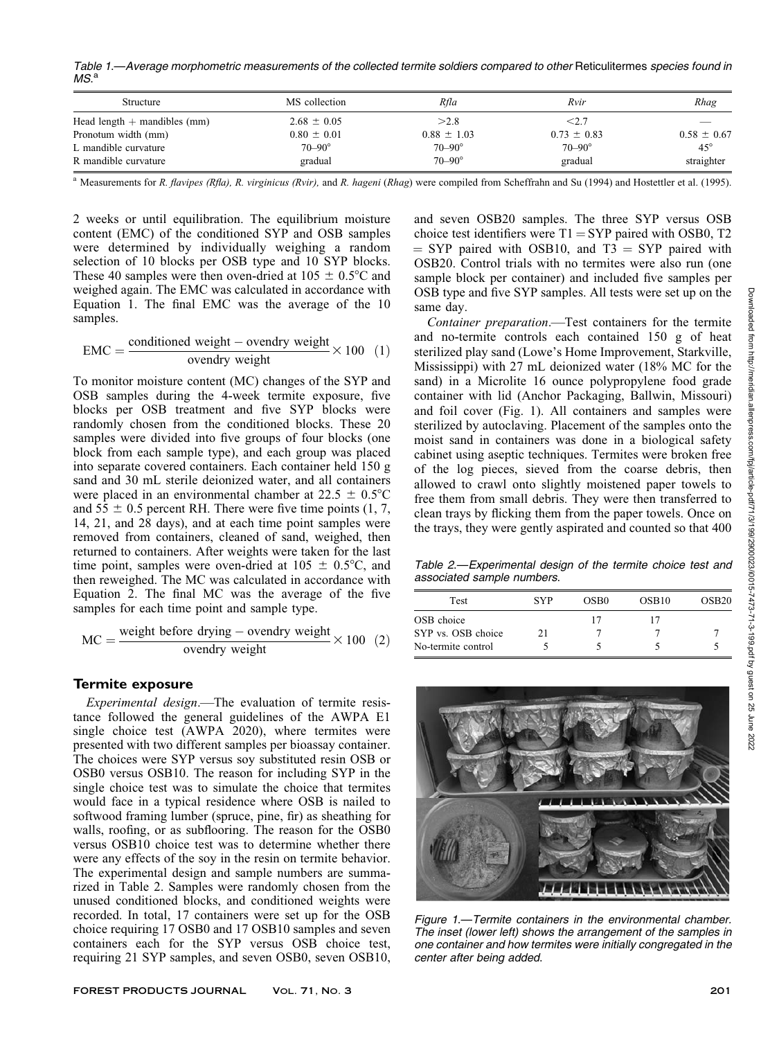Table 1.—Average morphometric measurements of the collected termite soldiers compared to other *Reticulitermes* species found in MS.[a]

| Structure | MS collection | *Rfla* | *Rvir* | *Rhag* |
|---|---|---|---|---|
| Head length + mandibles (mm) | 2.68 ± 0.05 | >2.8 | <2.7 | — |
| Pronotum width (mm) | 0.80 ± 0.01 | 0.88 ± 1.03 | 0.73 ± 0.83 | 0.58 ± 0.67 |
| L mandible curvature | 70–90° | 70–90° | 70–90° | 45° |
| R mandible curvature | gradual | 70–90° | gradual | straighter |

[a] Measurements for *R. flavipes (Rfla), R. virginicus (Rvir),* and *R. hageni* (*Rhag*) were compiled from Scheffrahn and Su (1994) and Hostettler et al. (1995).

2 weeks or until equilibration. The equilibrium moisture content (EMC) of the conditioned SYP and OSB samples were determined by individually weighing a random selection of 10 blocks per OSB type and 10 SYP blocks. These 40 samples were then oven-dried at 105 ± 0.5°C and weighed again. The EMC was calculated in accordance with Equation 1. The final EMC was the average of the 10 samples.

$$\text{EMC} = \frac{\text{conditioned weight} - \text{ovendry weight}}{\text{ovendry weight}} \times 100 \quad (1)$$

To monitor moisture content (MC) changes of the SYP and OSB samples during the 4-week termite exposure, five blocks per OSB treatment and five SYP blocks were randomly chosen from the conditioned blocks. These 20 samples were divided into five groups of four blocks (one block from each sample type), and each group was placed into separate covered containers. Each container held 150 g sand and 30 mL sterile deionized water, and all containers were placed in an environmental chamber at 22.5 ± 0.5°C and 55 ± 0.5 percent RH. There were five time points (1, 7, 14, 21, and 28 days), and at each time point samples were removed from containers, cleaned of sand, weighed, then returned to containers. After weights were taken for the last time point, samples were oven-dried at 105 ± 0.5°C, and then reweighed. The MC was calculated in accordance with Equation 2. The final MC was the average of the five samples for each time point and sample type.

$$\text{MC} = \frac{\text{weight before drying} - \text{ovendry weight}}{\text{ovendry weight}} \times 100 \quad (2)$$

## Termite exposure

*Experimental design*.—The evaluation of termite resistance followed the general guidelines of the AWPA E1 single choice test (AWPA 2020), where termites were presented with two different samples per bioassay container. The choices were SYP versus soy substituted resin OSB or OSB0 versus OSB10. The reason for including SYP in the single choice test was to simulate the choice that termites would face in a typical residence where OSB is nailed to softwood framing lumber (spruce, pine, fir) as sheathing for walls, roofing, or as subflooring. The reason for the OSB0 versus OSB10 choice test was to determine whether there were any effects of the soy in the resin on termite behavior. The experimental design and sample numbers are summarized in Table 2. Samples were randomly chosen from the unused conditioned blocks, and conditioned weights were recorded. In total, 17 containers were set up for the OSB choice requiring 17 OSB0 and 17 OSB10 samples and seven containers each for the SYP versus OSB choice test, requiring 21 SYP samples, and seven OSB0, seven OSB10, and seven OSB20 samples. The three SYP versus OSB choice test identifiers were T1 = SYP paired with OSB0, T2 = SYP paired with OSB10, and T3 = SYP paired with OSB20. Control trials with no termites were also run (one sample block per container) and included five samples per OSB type and five SYP samples. All tests were set up on the same day.

*Container preparation*.—Test containers for the termite and no-termite controls each contained 150 g of heat sterilized play sand (Lowe's Home Improvement, Starkville, Mississippi) with 27 mL deionized water (18% MC for the sand) in a Microlite 16 ounce polypropylene food grade container with lid (Anchor Packaging, Ballwin, Missouri) and foil cover (Fig. 1). All containers and samples were sterilized by autoclaving. Placement of the samples onto the moist sand in containers was done in a biological safety cabinet using aseptic techniques. Termites were broken free of the log pieces, sieved from the coarse debris, then allowed to crawl onto slightly moistened paper towels to free them from small debris. They were then transferred to clean trays by flicking them from the paper towels. Once on the trays, they were gently aspirated and counted so that 400

Table 2.—Experimental design of the termite choice test and associated sample numbers.

| Test | SYP | OSB0 | OSB10 | OSB20 |
|---|---|---|---|---|
| OSB choice | | 17 | 17 | |
| SYP vs. OSB choice | 21 | 7 | 7 | 7 |
| No-termite control | 5 | 5 | 5 | 5 |

Figure 1.—Termite containers in the environmental chamber. The inset (lower left) shows the arrangement of the samples in one container and how termites were initially congregated in the center after being added.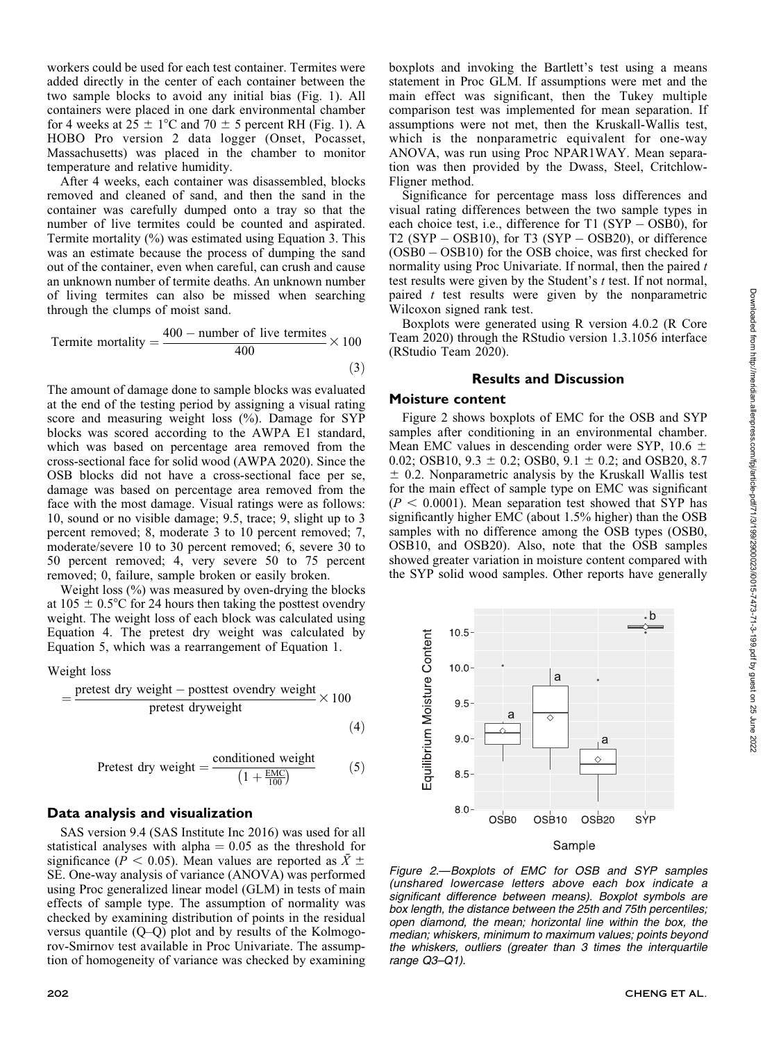workers could be used for each test container. Termites were added directly in the center of each container between the two sample blocks to avoid any initial bias (Fig. 1). All containers were placed in one dark environmental chamber for 4 weeks at 25 ± 1°C and 70 ± 5 percent RH (Fig. 1). A HOBO Pro version 2 data logger (Onset, Pocasset, Massachusetts) was placed in the chamber to monitor temperature and relative humidity.

After 4 weeks, each container was disassembled, blocks removed and cleaned of sand, and then the sand in the container was carefully dumped onto a tray so that the number of live termites could be counted and aspirated. Termite mortality (%) was estimated using Equation 3. This was an estimate because the process of dumping the sand out of the container, even when careful, can crush and cause an unknown number of termite deaths. An unknown number of living termites can also be missed when searching through the clumps of moist sand.

$$\text{Termite mortality} = \frac{400 - \text{number of live termites}}{400} \times 100 \quad (3)$$

The amount of damage done to sample blocks was evaluated at the end of the testing period by assigning a visual rating score and measuring weight loss (%). Damage for SYP blocks was scored according to the AWPA E1 standard, which was based on percentage area removed from the cross-sectional face for solid wood (AWPA 2020). Since the OSB blocks did not have a cross-sectional face per se, damage was based on percentage area removed from the face with the most damage. Visual ratings were as follows: 10, sound or no visible damage; 9.5, trace; 9, slight up to 3 percent removed; 8, moderate 3 to 10 percent removed; 7, moderate/severe 10 to 30 percent removed; 6, severe 30 to 50 percent removed; 4, very severe 50 to 75 percent removed; 0, failure, sample broken or easily broken.

Weight loss (%) was measured by oven-drying the blocks at 105 ± 0.5°C for 24 hours then taking the posttest ovendry weight. The weight loss of each block was calculated using Equation 4. The pretest dry weight was calculated by Equation 5, which was a rearrangement of Equation 1.

$$\text{Weight loss} = \frac{\text{pretest dry weight} - \text{posttest ovendry weight}}{\text{pretest dryweight}} \times 100 \quad (4)$$

$$\text{Pretest dry weight} = \frac{\text{conditioned weight}}{\left(1 + \frac{\text{EMC}}{100}\right)} \quad (5)$$

### Data analysis and visualization

SAS version 9.4 (SAS Institute Inc 2016) was used for all statistical analyses with alpha = 0.05 as the threshold for significance ($P < 0.05$). Mean values are reported as $\bar{X} \pm$ SE. One-way analysis of variance (ANOVA) was performed using Proc generalized linear model (GLM) in tests of main effects of sample type. The assumption of normality was checked by examining distribution of points in the residual versus quantile (Q–Q) plot and by results of the Kolmogorov-Smirnov test available in Proc Univariate. The assumption of homogeneity of variance was checked by examining boxplots and invoking the Bartlett's test using a means statement in Proc GLM. If assumptions were met and the main effect was significant, then the Tukey multiple comparison test was implemented for mean separation. If assumptions were not met, then the Kruskall-Wallis test, which is the nonparametric equivalent for one-way ANOVA, was run using Proc NPAR1WAY. Mean separation was then provided by the Dwass, Steel, Critchlow-Fligner method.

Significance for percentage mass loss differences and visual rating differences between the two sample types in each choice test, i.e., difference for T1 (SYP − OSB0), for T2 (SYP − OSB10), for T3 (SYP − OSB20), or difference (OSB0 − OSB10) for the OSB choice, was first checked for normality using Proc Univariate. If normal, then the paired $t$ test results were given by the Student's $t$ test. If not normal, paired $t$ test results were given by the nonparametric Wilcoxon signed rank test.

Boxplots were generated using R version 4.0.2 (R Core Team 2020) through the RStudio version 1.3.1056 interface (RStudio Team 2020).

## Results and Discussion

### Moisture content

Figure 2 shows boxplots of EMC for the OSB and SYP samples after conditioning in an environmental chamber. Mean EMC values in descending order were SYP, 10.6 ± 0.02; OSB10, 9.3 ± 0.2; OSB0, 9.1 ± 0.2; and OSB20, 8.7 ± 0.2. Nonparametric analysis by the Kruskal Wallis test for the main effect of sample type on EMC was significant ($P < 0.0001$). Mean separation test showed that SYP has significantly higher EMC (about 1.5% higher) than the OSB samples with no difference among the OSB types (OSB0, OSB10, and OSB20). Also, note that the OSB samples showed greater variation in moisture content compared with the SYP solid wood samples. Other reports have generally

*Figure 2.—Boxplots of EMC for OSB and SYP samples (unshared lowercase letters above each box indicate a significant difference between means). Boxplot symbols are box length, the distance between the 25th and 75th percentiles; open diamond, the mean; horizontal line within the box, the median; whiskers, minimum to maximum values; points beyond the whiskers, outliers (greater than 3 times the interquartile range Q3–Q1).*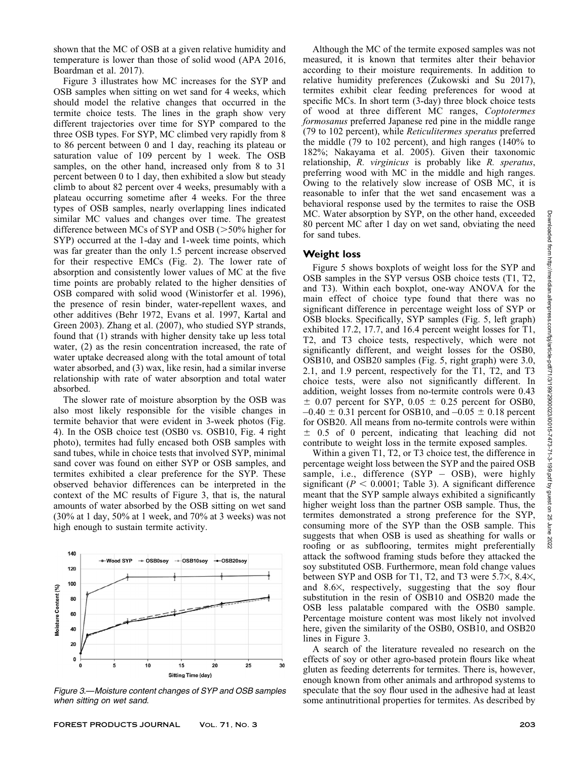shown that the MC of OSB at a given relative humidity and temperature is lower than those of solid wood (APA 2016, Boardman et al. 2017).

Figure 3 illustrates how MC increases for the SYP and OSB samples when sitting on wet sand for 4 weeks, which should model the relative changes that occurred in the termite choice tests. The lines in the graph show very different trajectories over time for SYP compared to the three OSB types. For SYP, MC climbed very rapidly from 8 to 86 percent between 0 and 1 day, reaching its plateau or saturation value of 109 percent by 1 week. The OSB samples, on the other hand, increased only from 8 to 31 percent between 0 to 1 day, then exhibited a slow but steady climb to about 82 percent over 4 weeks, presumably with a plateau occurring sometime after 4 weeks. For the three types of OSB samples, nearly overlapping lines indicated similar MC values and changes over time. The greatest difference between MCs of SYP and OSB (>50% higher for SYP) occurred at the 1-day and 1-week time points, which was far greater than the only 1.5 percent increase observed for their respective EMCs (Fig. 2). The lower rate of absorption and consistently lower values of MC at the five time points are probably related to the higher densities of OSB compared with solid wood (Winistorfer et al. 1996), the presence of resin binder, water-repellent waxes, and other additives (Behr 1972, Evans et al. 1997, Kartal and Green 2003). Zhang et al. (2007), who studied SYP strands, found that (1) strands with higher density take up less total water, (2) as the resin concentration increased, the rate of water uptake decreased along with the total amount of total water absorbed, and (3) wax, like resin, had a similar inverse relationship with rate of water absorption and total water absorbed.

The slower rate of moisture absorption by the OSB was also most likely responsible for the visible changes in termite behavior that were evident in 3-week photos (Fig. 4). In the OSB choice test (OSB0 vs. OSB10, Fig. 4 right photo), termites had fully encased both OSB samples with sand tubes, while in choice tests that involved SYP, minimal sand cover was found on either SYP or OSB samples, and termites exhibited a clear preference for the SYP. These observed behavior differences can be interpreted in the context of the MC results of Figure 3, that is, the natural amounts of water absorbed by the OSB sitting on wet sand (30% at 1 day, 50% at 1 week, and 70% at 3 weeks) was not high enough to sustain termite activity.

*Figure 3.—Moisture content changes of SYP and OSB samples when sitting on wet sand.*

Although the MC of the termite exposed samples was not measured, it is known that termites alter their behavior according to their moisture requirements. In addition to relative humidity preferences (Zukowski and Su 2017), termites exhibit clear feeding preferences for wood at specific MCs. In short term (3-day) three block choice tests of wood at three different MC ranges, *Coptotermes formosanus* preferred Japanese red pine in the middle range (79 to 102 percent), while *Reticulitermes speratus* preferred the middle (79 to 102 percent), and high ranges (140% to 182%; Nakayama et al. 2005). Given their taxonomic relationship, *R. virginicus* is probably like *R. speratus*, preferring wood with MC in the middle and high ranges. Owing to the relatively slow increase of OSB MC, it is reasonable to infer that the wet sand encasement was a behavioral response used by the termites to raise the OSB MC. Water absorption by SYP, on the other hand, exceeded 80 percent MC after 1 day on wet sand, obviating the need for sand tubes.

## Weight loss

Figure 5 shows boxplots of weight loss for the SYP and OSB samples in the SYP versus OSB choice tests (T1, T2, and T3). Within each boxplot, one-way ANOVA for the main effect of choice type found that there was no significant difference in percentage weight loss of SYP or OSB blocks. Specifically, SYP samples (Fig. 5, left graph) exhibited 17.2, 17.7, and 16.4 percent weight losses for T1, T2, and T3 choice tests, respectively, which were not significantly different, and weight losses for the OSB0, OSB10, and OSB20 samples (Fig. 5, right graph) were 3.0, 2.1, and 1.9 percent, respectively for the T1, T2, and T3 choice tests, were also not significantly different. In addition, weight losses from no-termite controls were 0.43 $\pm$ 0.07 percent for SYP, 0.05 $\pm$ 0.25 percent for OSB0, $-0.40 \pm 0.31$ percent for OSB10, and $-0.05 \pm 0.18$ percent for OSB20. All means from no-termite controls were within $\pm$ 0.5 of 0 percent, indicating that leaching did not contribute to weight loss in the termite exposed samples.

Within a given T1, T2, or T3 choice test, the difference in percentage weight loss between the SYP and the paired OSB sample, i.e., difference (SYP – OSB), were highly significant ($P < 0.0001$; Table 3). A significant difference meant that the SYP sample always exhibited a significantly higher weight loss than the partner OSB sample. Thus, the termites demonstrated a strong preference for the SYP, consuming more of the SYP than the OSB sample. This suggests that when OSB is used as sheathing for walls or roofing or as subflooring, termites might preferentially attack the softwood framing studs before they attacked the soy substituted OSB. Furthermore, mean fold change values between SYP and OSB for T1, T2, and T3 were 5.7×, 8.4×, and 8.6×, respectively, suggesting that the soy flour substitution in the resin of OSB10 and OSB20 made the OSB less palatable compared with the OSB0 sample. Percentage moisture content was most likely not involved here, given the similarity of the OSB0, OSB10, and OSB20 lines in Figure 3.

A search of the literature revealed no research on the effects of soy or other agro-based protein flours like wheat gluten as feeding deterrents for termites. There is, however, enough known from other animals and arthropod systems to speculate that the soy flour used in the adhesive had at least some antinutritional properties for termites. As described by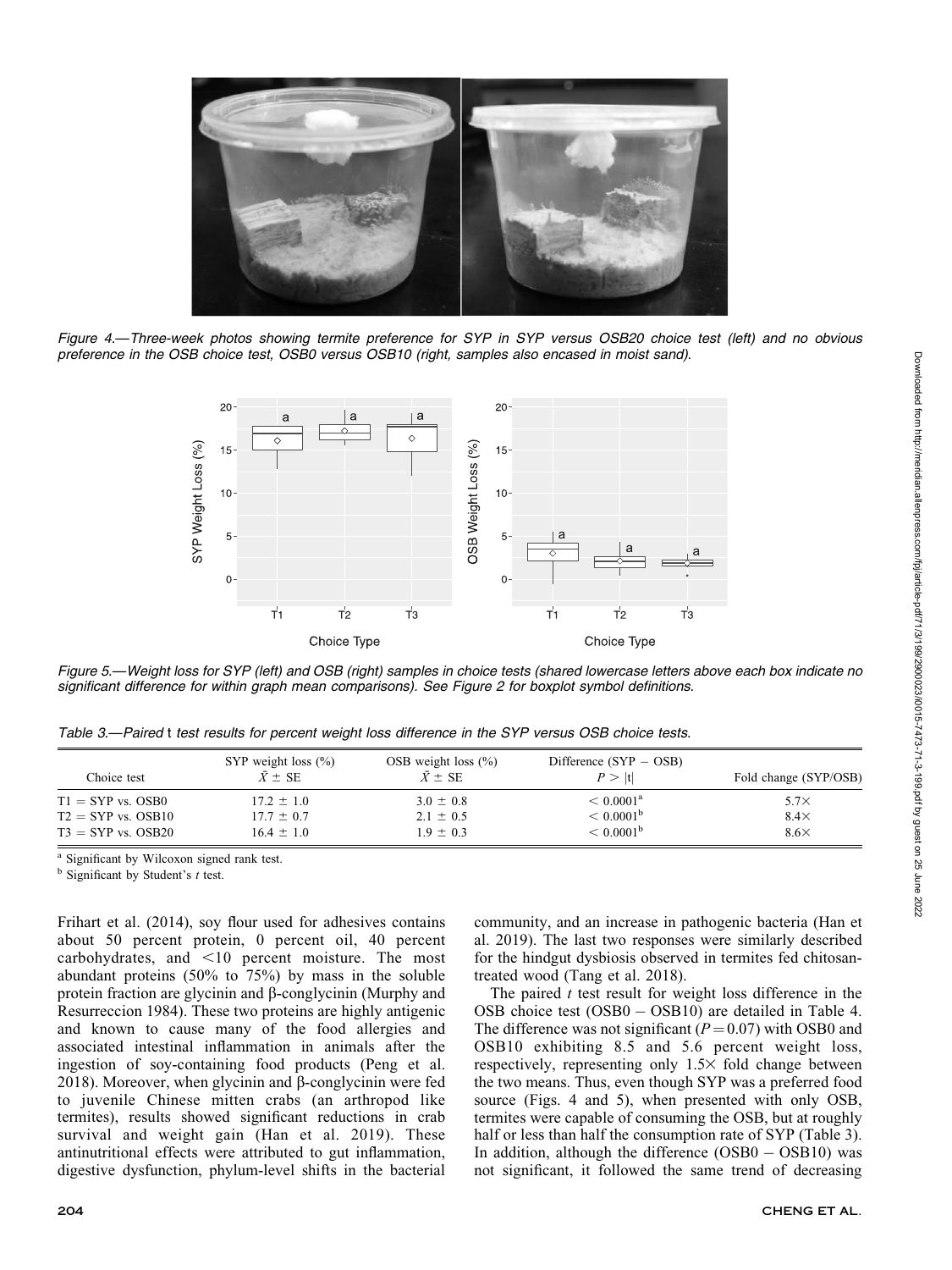Figure 4.—Three-week photos showing termite preference for SYP in SYP versus OSB20 choice test (left) and no obvious preference in the OSB choice test, OSB0 versus OSB10 (right, samples also encased in moist sand).

Figure 5.—Weight loss for SYP (left) and OSB (right) samples in choice tests (shared lowercase letters above each box indicate no significant difference for within graph mean comparisons). See Figure 2 for boxplot symbol definitions.

Table 3.—Paired t test results for percent weight loss difference in the SYP versus OSB choice tests.

| Choice test | SYP weight loss (%) $\bar{X} \pm$ SE | OSB weight loss (%) $\bar{X} \pm$ SE | Difference (SYP − OSB) $P > \|t\|$ | Fold change (SYP/OSB) |
|---|---|---|---|---|
| T1 = SYP vs. OSB0 | 17.2 ± 1.0 | 3.0 ± 0.8 | < 0.0001[a] | 5.7× |
| T2 = SYP vs. OSB10 | 17.7 ± 0.7 | 2.1 ± 0.5 | < 0.0001[b] | 8.4× |
| T3 = SYP vs. OSB20 | 16.4 ± 1.0 | 1.9 ± 0.3 | < 0.0001[b] | 8.6× |

[a] Significant by Wilcoxon signed rank test.
[b] Significant by Student's *t* test.

Frihart et al. (2014), soy flour used for adhesives contains about 50 percent protein, 0 percent oil, 40 percent carbohydrates, and <10 percent moisture. The most abundant proteins (50% to 75%) by mass in the soluble protein fraction are glycinin and β-conglycinin (Murphy and Resurreccion 1984). These two proteins are highly antigenic and known to cause many of the food allergies and associated intestinal inflammation in animals after the ingestion of soy-containing food products (Peng et al. 2018). Moreover, when glycinin and β-conglycinin were fed to juvenile Chinese mitten crabs (an arthropod like termites), results showed significant reductions in crab survival and weight gain (Han et al. 2019). These antinutritional effects were attributed to gut inflammation, digestive dysfunction, phylum-level shifts in the bacterial community, and an increase in pathogenic bacteria (Han et al. 2019). The last two responses were similarly described for the hindgut dysbiosis observed in termites fed chitosan-treated wood (Tang et al. 2018).

The paired *t* test result for weight loss difference in the OSB choice test (OSB0 − OSB10) are detailed in Table 4. The difference was not significant ($P = 0.07$) with OSB0 and OSB10 exhibiting 8.5 and 5.6 percent weight loss, respectively, representing only 1.5× fold change between the two means. Thus, even though SYP was a preferred food source (Figs. 4 and 5), when presented with only OSB, termites were capable of consuming the OSB, but at roughly half or less than half the consumption rate of SYP (Table 3). In addition, although the difference (OSB0 − OSB10) was not significant, it followed the same trend of decreasing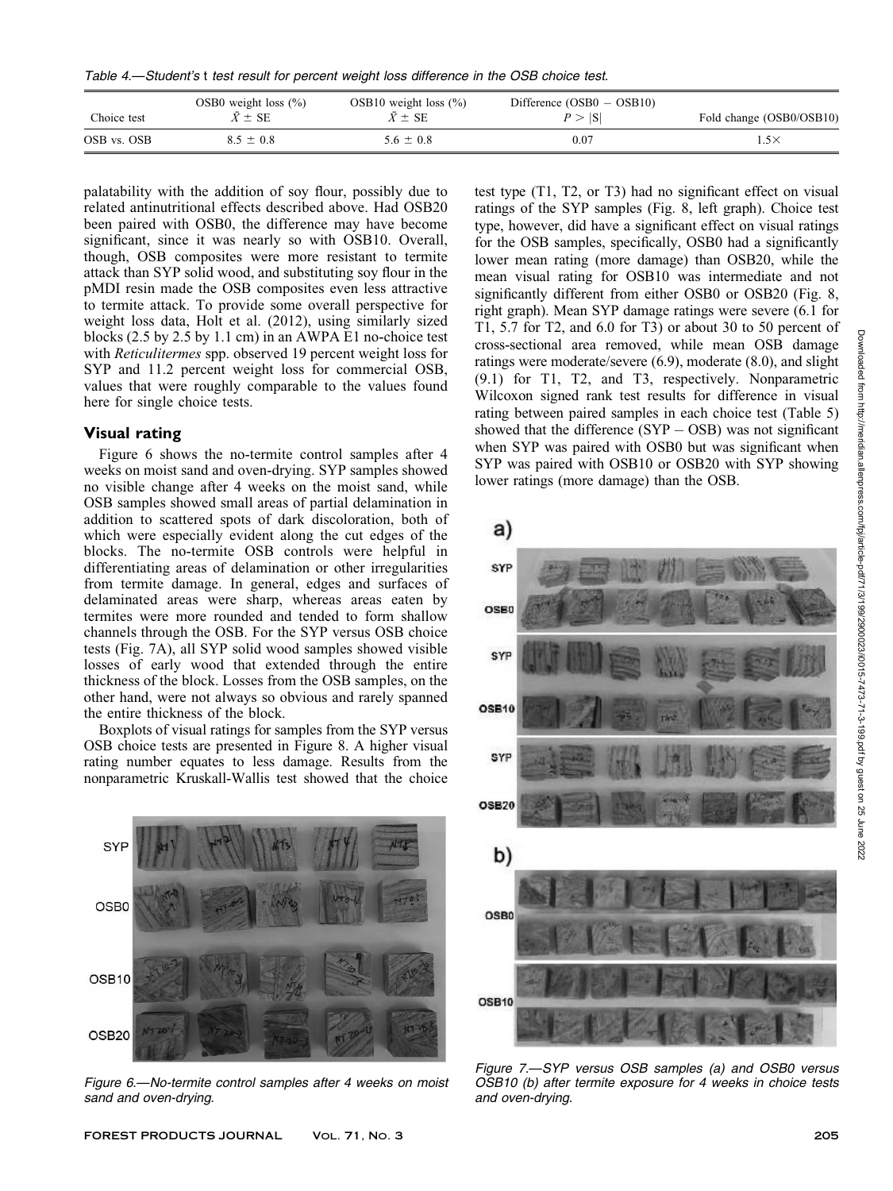Table 4.—Student's t test result for percent weight loss difference in the OSB choice test.

| Choice test | OSB0 weight loss (%) $\bar{X} \pm$ SE | OSB10 weight loss (%) $\bar{X} \pm$ SE | Difference (OSB0 − OSB10) $P > \|S\|$ | Fold change (OSB0/OSB10) |
|---|---|---|---|---|
| OSB vs. OSB | 8.5 ± 0.8 | 5.6 ± 0.8 | 0.07 | 1.5× |

palatability with the addition of soy flour, possibly due to related antinutritional effects described above. Had OSB20 been paired with OSB0, the difference may have become significant, since it was nearly so with OSB10. Overall, though, OSB composites were more resistant to termite attack than SYP solid wood, and substituting soy flour in the pMDI resin made the OSB composites even less attractive to termite attack. To provide some overall perspective for weight loss data, Holt et al. (2012), using similarly sized blocks (2.5 by 2.5 by 1.1 cm) in an AWPA E1 no-choice test with *Reticulitermes* spp. observed 19 percent weight loss for SYP and 11.2 percent weight loss for commercial OSB, values that were roughly comparable to the values found here for single choice tests.

## Visual rating

Figure 6 shows the no-termite control samples after 4 weeks on moist sand and oven-drying. SYP samples showed no visible change after 4 weeks on the moist sand, while OSB samples showed small areas of partial delamination in addition to scattered spots of dark discoloration, both of which were especially evident along the cut edges of the blocks. The no-termite OSB controls were helpful in differentiating areas of delamination or other irregularities from termite damage. In general, edges and surfaces of delaminated areas were sharp, whereas areas eaten by termites were more rounded and tended to form shallow channels through the OSB. For the SYP versus OSB choice tests (Fig. 7A), all SYP solid wood samples showed visible losses of early wood that extended through the entire thickness of the block. Losses from the OSB samples, on the other hand, were not always so obvious and rarely spanned the entire thickness of the block.

Boxplots of visual ratings for samples from the SYP versus OSB choice tests are presented in Figure 8. A higher visual rating number equates to less damage. Results from the nonparametric Kruskall-Wallis test showed that the choice test type (T1, T2, or T3) had no significant effect on visual ratings of the SYP samples (Fig. 8, left graph). Choice test type, however, did have a significant effect on visual ratings for the OSB samples, specifically, OSB0 had a significantly lower mean rating (more damage) than OSB20, while the mean visual rating for OSB10 was intermediate and not significantly different from either OSB0 or OSB20 (Fig. 8, right graph). Mean SYP damage ratings were severe (6.1 for T1, 5.7 for T2, and 6.0 for T3) or about 30 to 50 percent of cross-sectional area removed, while mean OSB damage ratings were moderate/severe (6.9), moderate (8.0), and slight (9.1) for T1, T2, and T3, respectively. Nonparametric Wilcoxon signed rank test results for difference in visual rating between paired samples in each choice test (Table 5) showed that the difference (SYP – OSB) was not significant when SYP was paired with OSB0 but was significant when SYP was paired with OSB10 or OSB20 with SYP showing lower ratings (more damage) than the OSB.

Figure 6.—No-termite control samples after 4 weeks on moist sand and oven-drying.

Figure 7.—SYP versus OSB samples (a) and OSB0 versus OSB10 (b) after termite exposure for 4 weeks in choice tests and oven-drying.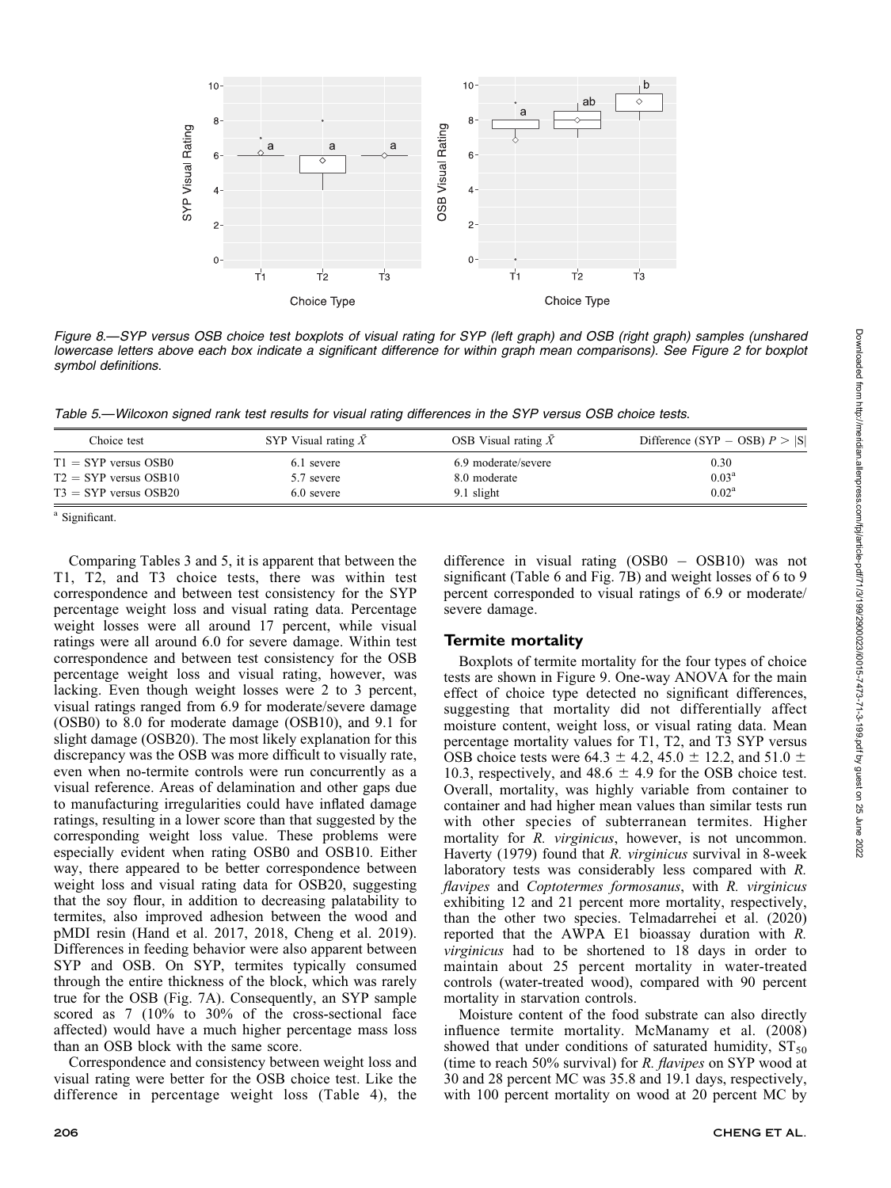Figure 8.—SYP versus OSB choice test boxplots of visual rating for SYP (left graph) and OSB (right graph) samples (unshared lowercase letters above each box indicate a significant difference for within graph mean comparisons). See Figure 2 for boxplot symbol definitions.

Table 5.—Wilcoxon signed rank test results for visual rating differences in the SYP versus OSB choice tests.

| Choice test | SYP Visual rating $\bar{X}$ | OSB Visual rating $\bar{X}$ | Difference (SYP − OSB) $P > \|S\|$ |
|---|---|---|---|
| T1 = SYP versus OSB0 | 6.1 severe | 6.9 moderate/severe | 0.30 |
| T2 = SYP versus OSB10 | 5.7 severe | 8.0 moderate | 0.03[a] |
| T3 = SYP versus OSB20 | 6.0 severe | 9.1 slight | 0.02[a] |

[a] Significant.

Comparing Tables 3 and 5, it is apparent that between the T1, T2, and T3 choice tests, there was within test correspondence and between test consistency for the SYP percentage weight loss and visual rating data. Percentage weight losses were all around 17 percent, while visual ratings were all around 6.0 for severe damage. Within test correspondence and between test consistency for the OSB percentage weight loss and visual rating, however, was lacking. Even though weight losses were 2 to 3 percent, visual ratings ranged from 6.9 for moderate/severe damage (OSB0) to 8.0 for moderate damage (OSB10), and 9.1 for slight damage (OSB20). The most likely explanation for this discrepancy was the OSB was more difficult to visually rate, even when no-termite controls were run concurrently as a visual reference. Areas of delamination and other gaps due to manufacturing irregularities could have inflated damage ratings, resulting in a lower score than that suggested by the corresponding weight loss value. These problems were especially evident when rating OSB0 and OSB10. Either way, there appeared to be better correspondence between weight loss and visual rating data for OSB20, suggesting that the soy flour, in addition to decreasing palatability to termites, also improved adhesion between the wood and pMDI resin (Hand et al. 2017, 2018, Cheng et al. 2019). Differences in feeding behavior were also apparent between SYP and OSB. On SYP, termites typically consumed through the entire thickness of the block, which was rarely true for the OSB (Fig. 7A). Consequently, an SYP sample scored as 7 (10% to 30% of the cross-sectional face affected) would have a much higher percentage mass loss than an OSB block with the same score.

Correspondence and consistency between weight loss and visual rating were better for the OSB choice test. Like the difference in percentage weight loss (Table 4), the difference in visual rating (OSB0 − OSB10) was not significant (Table 6 and Fig. 7B) and weight losses of 6 to 9 percent corresponded to visual ratings of 6.9 or moderate/severe damage.

## Termite mortality

Boxplots of termite mortality for the four types of choice tests are shown in Figure 9. One-way ANOVA for the main effect of choice type detected no significant differences, suggesting that mortality did not differentially affect moisture content, weight loss, or visual rating data. Mean percentage mortality values for T1, T2, and T3 SYP versus OSB choice tests were 64.3 ± 4.2, 45.0 ± 12.2, and 51.0 ± 10.3, respectively, and 48.6 ± 4.9 for the OSB choice test. Overall, mortality, was highly variable from container to container and had higher mean values than similar tests run with other species of subterranean termites. Higher mortality for *R. virginicus*, however, is not uncommon. Haverty (1979) found that *R. virginicus* survival in 8-week laboratory tests was considerably less compared with *R. flavipes* and *Coptotermes formosanus*, with *R. virginicus* exhibiting 12 and 21 percent more mortality, respectively, than the other two species. Telmadarrehei et al. (2020) reported that the AWPA E1 bioassay duration with *R. virginicus* had to be shortened to 18 days in order to maintain about 25 percent mortality in water-treated controls (water-treated wood), compared with 90 percent mortality in starvation controls.

Moisture content of the food substrate can also directly influence termite mortality. McManamy et al. (2008) showed that under conditions of saturated humidity, $ST_{50}$ (time to reach 50% survival) for *R. flavipes* on SYP wood at 30 and 28 percent MC was 35.8 and 19.1 days, respectively, with 100 percent mortality on wood at 20 percent MC by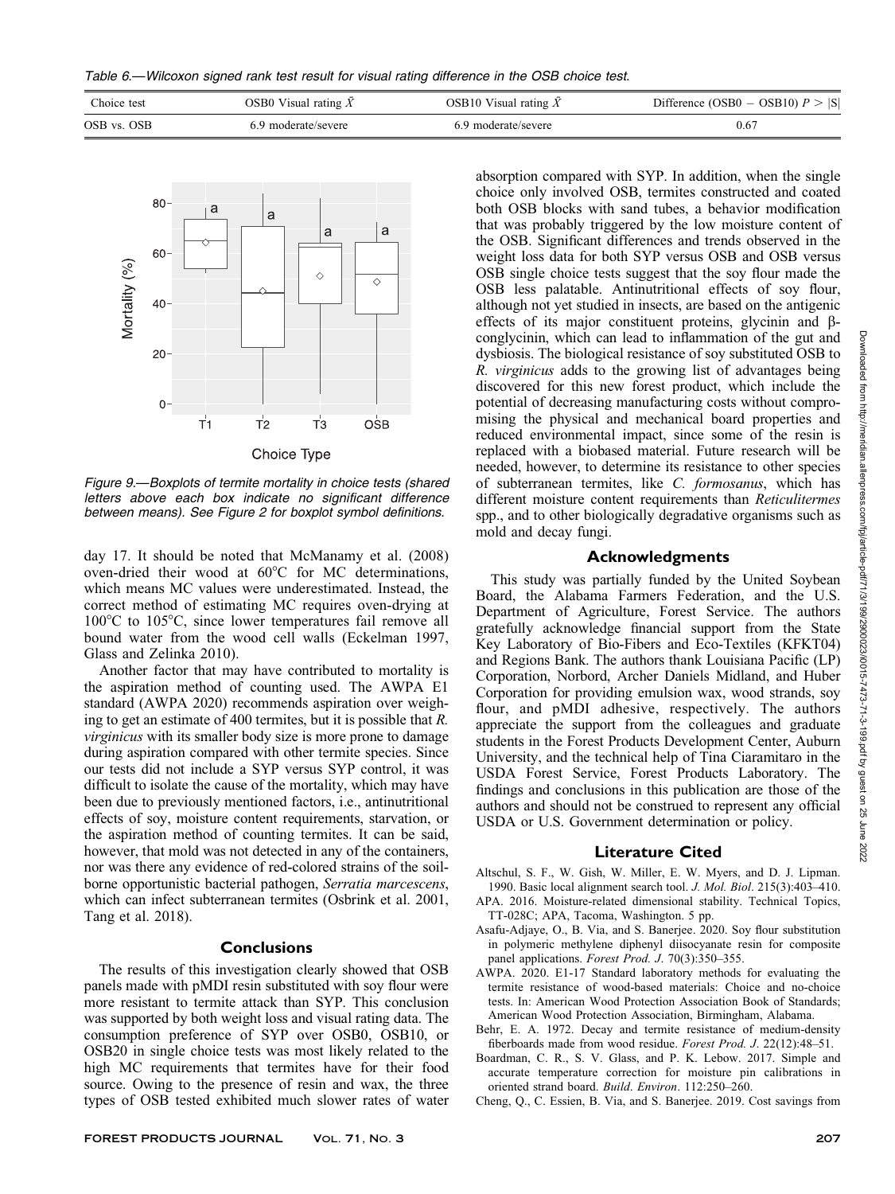Table 6.—Wilcoxon signed rank test result for visual rating difference in the OSB choice test.

| Choice test | OSB0 Visual rating $\tilde{X}$ | OSB10 Visual rating $\tilde{X}$ | Difference (OSB0 − OSB10) $P > \|S\|$ |
|---|---|---|---|
| OSB vs. OSB | 6.9 moderate/severe | 6.9 moderate/severe | 0.67 |

Figure 9.—Boxplots of termite mortality in choice tests (shared letters above each box indicate no significant difference between means). See Figure 2 for boxplot symbol definitions.

day 17. It should be noted that McManamy et al. (2008) oven-dried their wood at 60°C for MC determinations, which means MC values were underestimated. Instead, the correct method of estimating MC requires oven-drying at 100°C to 105°C, since lower temperatures fail remove all bound water from the wood cell walls (Eckelman 1997, Glass and Zelinka 2010).

Another factor that may have contributed to mortality is the aspiration method of counting used. The AWPA E1 standard (AWPA 2020) recommends aspiration over weighing to get an estimate of 400 termites, but it is possible that *R. virginicus* with its smaller body size is more prone to damage during aspiration compared with other termite species. Since our tests did not include a SYP versus SYP control, it was difficult to isolate the cause of the mortality, which may have been due to previously mentioned factors, i.e., antinutritional effects of soy, moisture content requirements, starvation, or the aspiration method of counting termites. It can be said, however, that mold was not detected in any of the containers, nor was there any evidence of red-colored strains of the soil-borne opportunistic bacterial pathogen, *Serratia marcescens*, which can infect subterranean termites (Osbrink et al. 2001, Tang et al. 2018).

## Conclusions

The results of this investigation clearly showed that OSB panels made with pMDI resin substituted with soy flour were more resistant to termite attack than SYP. This conclusion was supported by both weight loss and visual rating data. The consumption preference of SYP over OSB0, OSB10, or OSB20 in single choice tests was most likely related to the high MC requirements that termites have for their food source. Owing to the presence of resin and wax, the three types of OSB tested exhibited much slower rates of water absorption compared with SYP. In addition, when the single choice only involved OSB, termites constructed and coated both OSB blocks with sand tubes, a behavior modification that was probably triggered by the low moisture content of the OSB. Significant differences and trends observed in the weight loss data for both SYP versus OSB and OSB versus OSB single choice tests suggest that the soy flour made the OSB less palatable. Antinutritional effects of soy flour, although not yet studied in insects, are based on the antigenic effects of its major constituent proteins, glycinin and β-conglycinin, which can lead to inflammation of the gut and dysbiosis. The biological resistance of soy substituted OSB to *R. virginicus* adds to the growing list of advantages being discovered for this new forest product, which include the potential of decreasing manufacturing costs without compromising the physical and mechanical board properties and reduced environmental impact, since some of the resin is replaced with a biobased material. Future research will be needed, however, to determine its resistance to other species of subterranean termites, like *C. formosanus*, which has different moisture content requirements than *Reticulitermes* spp., and to other biologically degradative organisms such as mold and decay fungi.

## Acknowledgments

This study was partially funded by the United Soybean Board, the Alabama Farmers Federation, and the U.S. Department of Agriculture, Forest Service. The authors gratefully acknowledge financial support from the State Key Laboratory of Bio-Fibers and Eco-Textiles (KFKT04) and Regions Bank. The authors thank Louisiana Pacific (LP) Corporation, Norbord, Archer Daniels Midland, and Huber Corporation for providing emulsion wax, wood strands, soy flour, and pMDI adhesive, respectively. The authors appreciate the support from the colleagues and graduate students in the Forest Products Development Center, Auburn University, and the technical help of Tina Ciaramitaro in the USDA Forest Service, Forest Products Laboratory. The findings and conclusions in this publication are those of the authors and should not be construed to represent any official USDA or U.S. Government determination or policy.

## Literature Cited

Altschul, S. F., W. Gish, W. Miller, E. W. Myers, and D. J. Lipman. 1990. Basic local alignment search tool. *J. Mol. Biol*. 215(3):403–410.

APA. 2016. Moisture-related dimensional stability. Technical Topics, TT-028C; APA, Tacoma, Washington. 5 pp.

Asafu-Adjaye, O., B. Via, and S. Banerjee. 2020. Soy flour substitution in polymeric methylene diphenyl diisocyanate resin for composite panel applications. *Forest Prod. J*. 70(3):350–355.

AWPA. 2020. E1-17 Standard laboratory methods for evaluating the termite resistance of wood-based materials: Choice and no-choice tests. In: American Wood Protection Association Book of Standards; American Wood Protection Association, Birmingham, Alabama.

Behr, E. A. 1972. Decay and termite resistance of medium-density fiberboards made from wood residue. *Forest Prod. J*. 22(12):48–51.

Boardman, C. R., S. V. Glass, and P. K. Lebow. 2017. Simple and accurate temperature correction for moisture pin calibrations in oriented strand board. *Build. Environ*. 112:250–260.

Cheng, Q., C. Essien, B. Via, and S. Banerjee. 2019. Cost savings from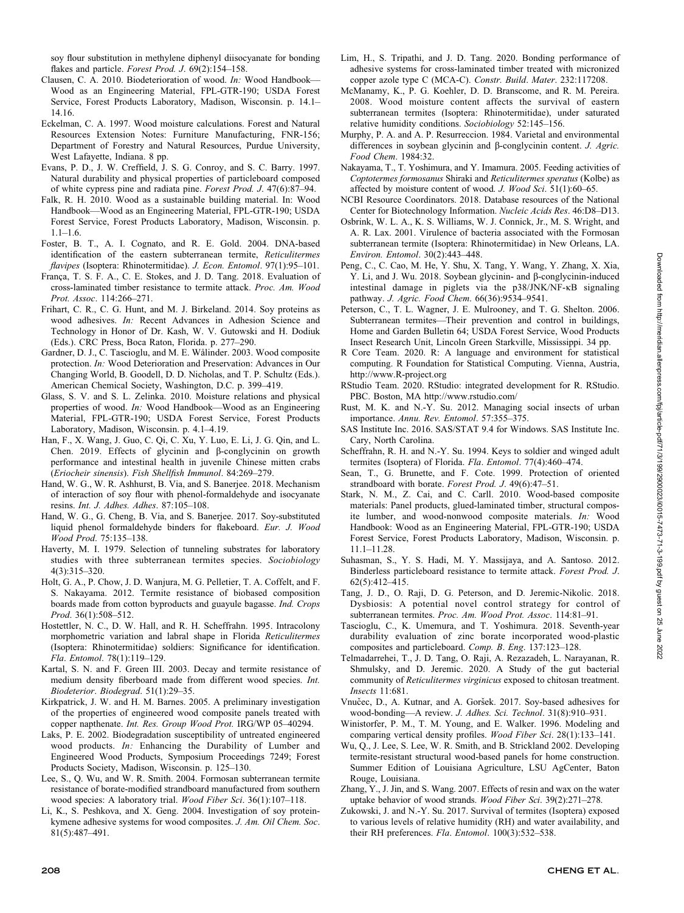soy flour substitution in methylene diphenyl diisocyanate for bonding flakes and particle. *Forest Prod. J*. 69(2):154–158.

Clausen, C. A. 2010. Biodeterioration of wood. *In:* Wood Handbook—Wood as an Engineering Material, FPL-GTR-190; USDA Forest Service, Forest Products Laboratory, Madison, Wisconsin. p. 14.1–14.16.

Eckelman, C. A. 1997. Wood moisture calculations. Forest and Natural Resources Extension Notes: Furniture Manufacturing, FNR-156; Department of Forestry and Natural Resources, Purdue University, West Lafayette, Indiana. 8 pp.

Evans, P. D., J. W. Creffield, J. S. G. Conroy, and S. C. Barry. 1997. Natural durability and physical properties of particleboard composed of white cypress pine and radiata pine. *Forest Prod. J*. 47(6):87–94.

Falk, R. H. 2010. Wood as a sustainable building material. In: Wood Handbook—Wood as an Engineering Material, FPL-GTR-190; USDA Forest Service, Forest Products Laboratory, Madison, Wisconsin. p. 1.1–1.6.

Foster, B. T., A. I. Cognato, and R. E. Gold. 2004. DNA-based identification of the eastern subterranean termite, *Reticulitermes flavipes* (Isoptera: Rhinotermitidae). *J. Econ. Entomol*. 97(1):95–101.

França, T. S. F. A., C. E. Stokes, and J. D. Tang. 2018. Evaluation of cross-laminated timber resistance to termite attack. *Proc. Am. Wood Prot. Assoc*. 114:266–271.

Frihart, C. R., C. G. Hunt, and M. J. Birkeland. 2014. Soy proteins as wood adhesives. *In:* Recent Advances in Adhesion Science and Technology in Honor of Dr. Kash, W. V. Gutowski and H. Dodiuk (Eds.). CRC Press, Boca Raton, Florida. p. 277–290.

Gardner, D. J., C. Tascioglu, and M. E. Wålinder. 2003. Wood composite protection. *In:* Wood Deterioration and Preservation: Advances in Our Changing World, B. Goodell, D. D. Nicholas, and T. P. Schultz (Eds.). American Chemical Society, Washington, D.C. p. 399–419.

Glass, S. V. and S. L. Zelinka. 2010. Moisture relations and physical properties of wood. *In:* Wood Handbook—Wood as an Engineering Material, FPL-GTR-190; USDA Forest Service, Forest Products Laboratory, Madison, Wisconsin. p. 4.1–4.19.

Han, F., X. Wang, J. Guo, C. Qi, C. Xu, Y. Luo, E. Li, J. G. Qin, and L. Chen. 2019. Effects of glycinin and β-conglycinin on growth performance and intestinal health in juvenile Chinese mitten crabs (*Eriocheir sinensis*). *Fish Shellfish Immunol*. 84:269–279.

Hand, W. G., W. R. Ashhurst, B. Via, and S. Banerjee. 2018. Mechanism of interaction of soy flour with phenol-formaldehyde and isocyanate resins. *Int. J. Adhes. Adhes*. 87:105–108.

Hand, W. G., G. Cheng, B. Via, and S. Banerjee. 2017. Soy-substituted liquid phenol formaldehyde binders for flakeboard. *Eur. J. Wood Wood Prod*. 75:135–138.

Haverty, M. I. 1979. Selection of tunneling substrates for laboratory studies with three subterranean termites species. *Sociobiology* 4(3):315–320.

Holt, G. A., P. Chow, J. D. Wanjura, M. G. Pelletier, T. A. Coffelt, and F. S. Nakayama. 2012. Termite resistance of biobased composition boards made from cotton byproducts and guayule bagasse. *Ind. Crops Prod*. 36(1):508–512.

Hostettler, N. C., D. W. Hall, and R. H. Scheffrahn. 1995. Intracolony morphometric variation and labral shape in Florida *Reticulitermes* (Isoptera: Rhinotermitidae) soldiers: Significance for identification. *Fla. Entomol*. 78(1):119–129.

Kartal, S. N. and F. Green III. 2003. Decay and termite resistance of medium density fiberboard made from different wood species. *Int. Biodeterior. Biodegrad*. 51(1):29–35.

Kirkpatrick, J. W. and H. M. Barnes. 2005. A preliminary investigation of the properties of engineered wood composite panels treated with copper napthenate. *Int. Res. Group Wood Prot.* IRG/WP 05–40294.

Laks, P. E. 2002. Biodegradation susceptibility of untreated engineered wood products. *In:* Enhancing the Durability of Lumber and Engineered Wood Products, Symposium Proceedings 7249; Forest Products Society, Madison, Wisconsin. p. 125–130.

Lee, S., Q. Wu, and W. R. Smith. 2004. Formosan subterranean termite resistance of borate-modified strandboard manufactured from southern wood species: A laboratory trial. *Wood Fiber Sci*. 36(1):107–118.

Li, K., S. Peshkova, and X. Geng. 2004. Investigation of soy protein-kymene adhesive systems for wood composites. *J. Am. Oil Chem. Soc*. 81(5):487–491.

Lim, H., S. Tripathi, and J. D. Tang. 2020. Bonding performance of adhesive systems for cross-laminated timber treated with micronized copper azole type C (MCA-C). *Constr. Build. Mater*. 232:117208.

McManamy, K., P. G. Koehler, D. D. Branscome, and R. M. Pereira. 2008. Wood moisture content affects the survival of eastern subterranean termites (Isoptera: Rhinotermitidae), under saturated relative humidity conditions. *Sociobiology* 52:145–156.

Murphy, P. A. and A. P. Resurreccion. 1984. Varietal and environmental differences in soybean glycinin and β-conglycinin content. *J. Agric. Food Chem*. 1984:32.

Nakayama, T., T. Yoshimura, and Y. Imamura. 2005. Feeding activities of *Coptotermes formosanus* Shiraki and *Reticulitermes speratus* (Kolbe) as affected by moisture content of wood. *J. Wood Sci*. 51(1):60–65.

NCBI Resource Coordinators. 2018. Database resources of the National Center for Biotechnology Information. *Nucleic Acids Res*. 46:D8–D13.

Osbrink, W. L. A., K. S. Williams, W. J. Connick, Jr., M. S. Wright, and A. R. Lax. 2001. Virulence of bacteria associated with the Formosan subterranean termite (Isoptera: Rhinotermitidae) in New Orleans, LA. *Environ. Entomol*. 30(2):443–448.

Peng, C., C. Cao, M. He, Y. Shu, X. Tang, Y. Wang, Y. Zhang, X. Xia, Y. Li, and J. Wu. 2018. Soybean glycinin- and β-conglycinin-induced intestinal damage in piglets via the p38/JNK/NF-κB signaling pathway. *J. Agric. Food Chem*. 66(36):9534–9541.

Peterson, C., T. L. Wagner, J. E. Mulrooney, and T. G. Shelton. 2006. Subterranean termites—Their prevention and control in buildings, Home and Garden Bulletin 64; USDA Forest Service, Wood Products Insect Research Unit, Lincoln Green Starkville, Mississippi. 34 pp.

R Core Team. 2020. R: A language and environment for statistical computing. R Foundation for Statistical Computing. Vienna, Austria, http://www.R-project.org

RStudio Team. 2020. RStudio: integrated development for R. RStudio. PBC. Boston, MA http://www.rstudio.com/

Rust, M. K. and N.-Y. Su. 2012. Managing social insects of urban importance. *Annu. Rev. Entomol*. 57:355–375.

SAS Institute Inc. 2016. SAS/STAT 9.4 for Windows. SAS Institute Inc. Cary, North Carolina.

Scheffrahn, R. H. and N.-Y. Su. 1994. Keys to soldier and winged adult termites (Isoptera) of Florida. *Fla. Entomol*. 77(4):460–474.

Sean, T., G. Brunette, and F. Cote. 1999. Protection of oriented strandboard with borate. *Forest Prod. J*. 49(6):47–51.

Stark, N. M., Z. Cai, and C. Carll. 2010. Wood-based composite materials: Panel products, glued-laminated timber, structural composite lumber, and wood-nonwood composite materials. *In:* Wood Handbook: Wood as an Engineering Material, FPL-GTR-190; USDA Forest Service, Forest Products Laboratory, Madison, Wisconsin. p. 11.1–11.28.

Suhasman, S., Y. S. Hadi, M. Y. Massijaya, and A. Santoso. 2012. Binderless particleboard resistance to termite attack. *Forest Prod. J*. 62(5):412–415.

Tang, J. D., O. Raji, D. G. Peterson, and D. Jeremic-Nikolic. 2018. Dysbiosis: A potential novel control strategy for control of subterranean termites. *Proc. Am. Wood Prot. Assoc*. 114:81–91.

Tascioglu, C., K. Umemura, and T. Yoshimura. 2018. Seventh-year durability evaluation of zinc borate incorporated wood-plastic composites and particleboard. *Comp. B*. *Eng*. 137:123–128.

Telmadarrehei, T., J. D. Tang, O. Raji, A. Rezazadeh, L. Narayanan, R. Shmulsky, and D. Jeremic. 2020. A study of the gut bacterial community of *Reticulitermes virginicus* exposed to chitosan treatment. *Insects* 11:681.

Vnučec, D., A. Kutnar, and A. Goršek. 2017. Soy-based adhesives for wood-bonding—A review. *J. Adhes. Sci. Technol*. 31(8):910–931.

Winistorfer, P. M., T. M. Young, and E. Walker. 1996. Modeling and comparing vertical density profiles. *Wood Fiber Sci*. 28(1):133–141.

Wu, Q., J. Lee, S. Lee, W. R. Smith, and B. Strickland 2002. Developing termite-resistant structural wood-based panels for home construction. Summer Edition of Louisiana Agriculture, LSU AgCenter, Baton Rouge, Louisiana.

Zhang, Y., J. Jin, and S. Wang. 2007. Effects of resin and wax on the water uptake behavior of wood strands. *Wood Fiber Sci*. 39(2):271–278.

Zukowski, J. and N.-Y. Su. 2017. Survival of termites (Isoptera) exposed to various levels of relative humidity (RH) and water availability, and their RH preferences. *Fla. Entomol*. 100(3):532–538.